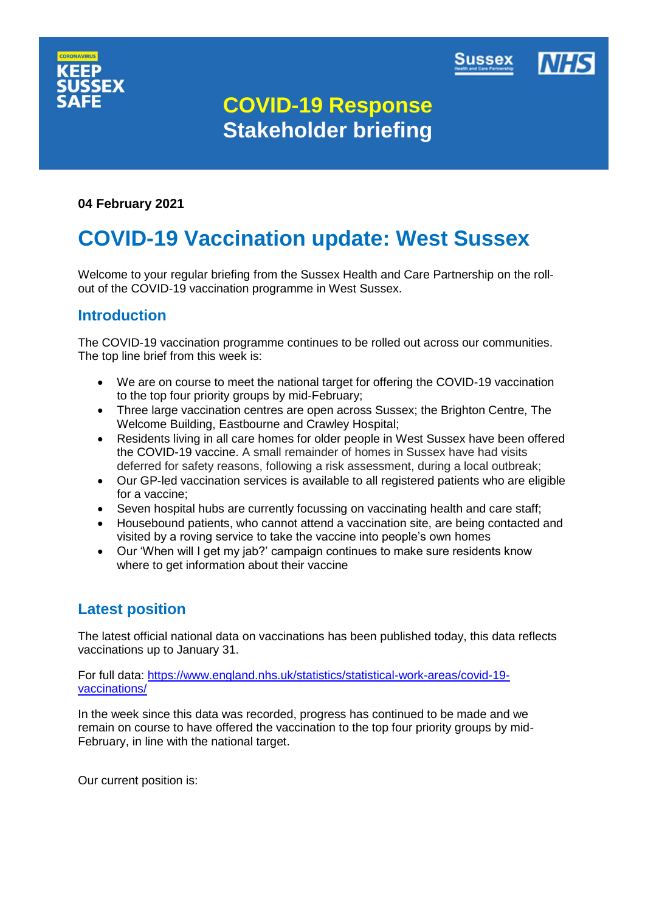CORONAVIRUS
KEEP SUSSEX SAFE

Sussex Health and Care Partnership | NHS

# COVID-19 Response Stakeholder briefing

**04 February 2021**

# COVID-19 Vaccination update: West Sussex

Welcome to your regular briefing from the Sussex Health and Care Partnership on the roll-out of the COVID-19 vaccination programme in West Sussex.

## Introduction

The COVID-19 vaccination programme continues to be rolled out across our communities. The top line brief from this week is:

- We are on course to meet the national target for offering the COVID-19 vaccination to the top four priority groups by mid-February;
- Three large vaccination centres are open across Sussex; the Brighton Centre, The Welcome Building, Eastbourne and Crawley Hospital;
- Residents living in all care homes for older people in West Sussex have been offered the COVID-19 vaccine. A small remainder of homes in Sussex have had visits deferred for safety reasons, following a risk assessment, during a local outbreak;
- Our GP-led vaccination services is available to all registered patients who are eligible for a vaccine;
- Seven hospital hubs are currently focussing on vaccinating health and care staff;
- Housebound patients, who cannot attend a vaccination site, are being contacted and visited by a roving service to take the vaccine into people's own homes
- Our 'When will I get my jab?' campaign continues to make sure residents know where to get information about their vaccine

## Latest position

The latest official national data on vaccinations has been published today, this data reflects vaccinations up to January 31.

For full data: [https://www.england.nhs.uk/statistics/statistical-work-areas/covid-19-vaccinations/](https://www.england.nhs.uk/statistics/statistical-work-areas/covid-19-vaccinations/)

In the week since this data was recorded, progress has continued to be made and we remain on course to have offered the vaccination to the top four priority groups by mid-February, in line with the national target.

Our current position is: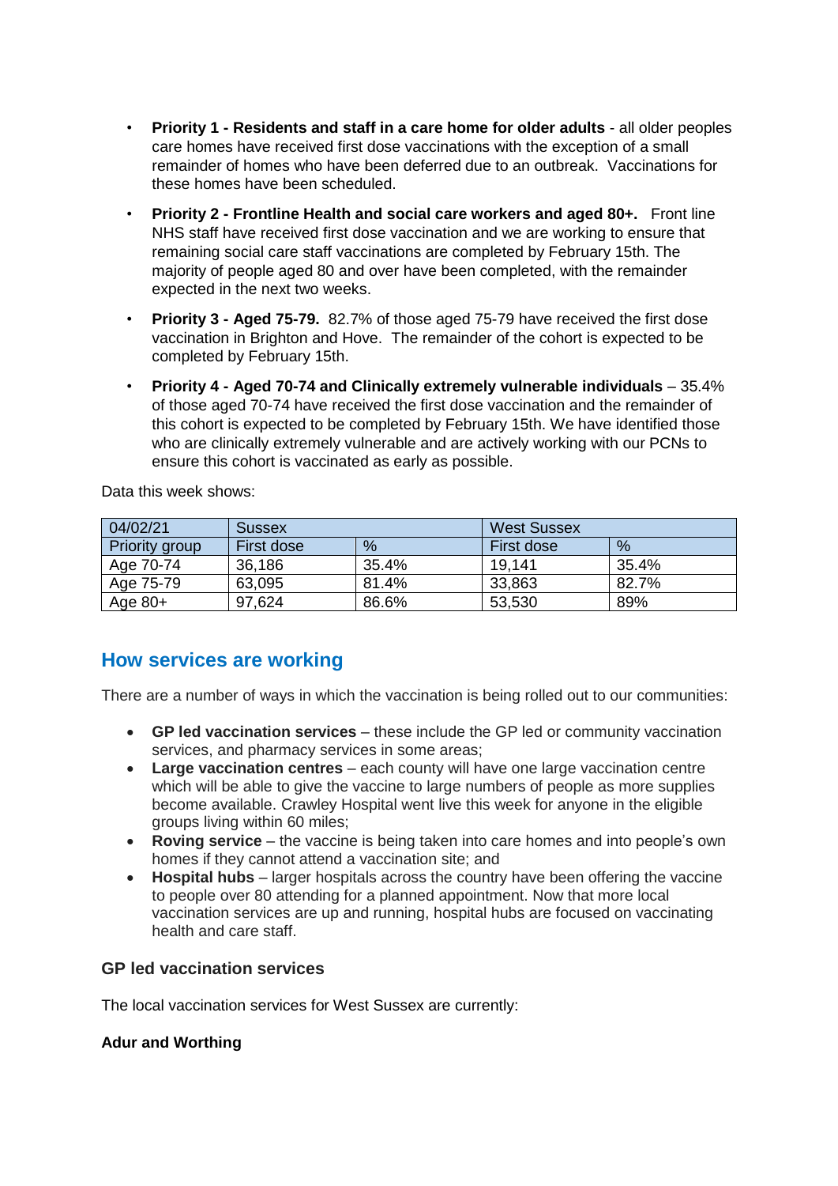- **Priority 1 - Residents and staff in a care home for older adults** - all older peoples care homes have received first dose vaccinations with the exception of a small remainder of homes who have been deferred due to an outbreak. Vaccinations for these homes have been scheduled.
- **Priority 2 - Frontline Health and social care workers and aged 80+.** Front line NHS staff have received first dose vaccination and we are working to ensure that remaining social care staff vaccinations are completed by February 15th. The majority of people aged 80 and over have been completed, with the remainder expected in the next two weeks.
- **Priority 3 - Aged 75-79.** 82.7% of those aged 75-79 have received the first dose vaccination in Brighton and Hove. The remainder of the cohort is expected to be completed by February 15th.
- **Priority 4 - Aged 70-74 and Clinically extremely vulnerable individuals** – 35.4% of those aged 70-74 have received the first dose vaccination and the remainder of this cohort is expected to be completed by February 15th. We have identified those who are clinically extremely vulnerable and are actively working with our PCNs to ensure this cohort is vaccinated as early as possible.

Data this week shows:

| 04/02/21 | Sussex | | West Sussex | |
|---|---|---|---|---|
| Priority group | First dose | % | First dose | % |
| Age 70-74 | 36,186 | 35.4% | 19,141 | 35.4% |
| Age 75-79 | 63,095 | 81.4% | 33,863 | 82.7% |
| Age 80+ | 97,624 | 86.6% | 53,530 | 89% |

## How services are working

There are a number of ways in which the vaccination is being rolled out to our communities:

- **GP led vaccination services** – these include the GP led or community vaccination services, and pharmacy services in some areas;
- **Large vaccination centres** – each county will have one large vaccination centre which will be able to give the vaccine to large numbers of people as more supplies become available. Crawley Hospital went live this week for anyone in the eligible groups living within 60 miles;
- **Roving service** – the vaccine is being taken into care homes and into people's own homes if they cannot attend a vaccination site; and
- **Hospital hubs** – larger hospitals across the country have been offering the vaccine to people over 80 attending for a planned appointment. Now that more local vaccination services are up and running, hospital hubs are focused on vaccinating health and care staff.

### GP led vaccination services

The local vaccination services for West Sussex are currently:

**Adur and Worthing**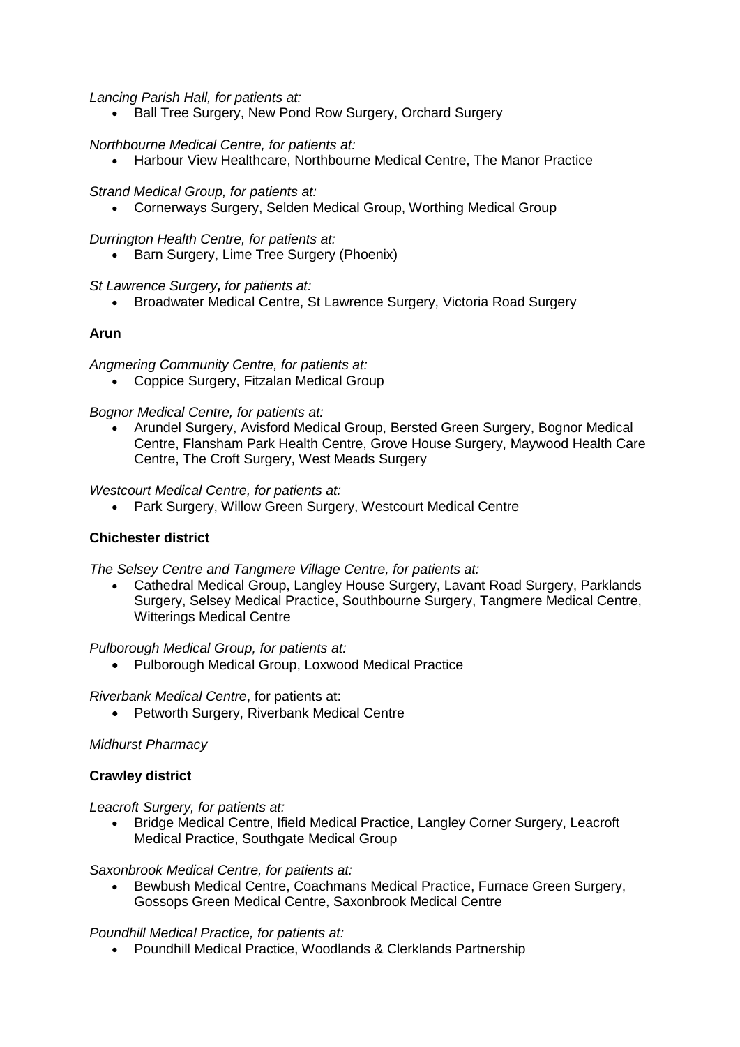*Lancing Parish Hall, for patients at:*

- Ball Tree Surgery, New Pond Row Surgery, Orchard Surgery

*Northbourne Medical Centre, for patients at:*

- Harbour View Healthcare, Northbourne Medical Centre, The Manor Practice

*Strand Medical Group, for patients at:*

- Cornerways Surgery, Selden Medical Group, Worthing Medical Group

*Durrington Health Centre, for patients at:*

- Barn Surgery, Lime Tree Surgery (Phoenix)

*St Lawrence Surgery**,** for patients at:*

- Broadwater Medical Centre, St Lawrence Surgery, Victoria Road Surgery

**Arun**

*Angmering Community Centre, for patients at:*

- Coppice Surgery, Fitzalan Medical Group

*Bognor Medical Centre, for patients at:*

- Arundel Surgery, Avisford Medical Group, Bersted Green Surgery, Bognor Medical Centre, Flansham Park Health Centre, Grove House Surgery, Maywood Health Care Centre, The Croft Surgery, West Meads Surgery

*Westcourt Medical Centre, for patients at:*

- Park Surgery, Willow Green Surgery, Westcourt Medical Centre

**Chichester district**

*The Selsey Centre and Tangmere Village Centre, for patients at:*

- Cathedral Medical Group, Langley House Surgery, Lavant Road Surgery, Parklands Surgery, Selsey Medical Practice, Southbourne Surgery, Tangmere Medical Centre, Witterings Medical Centre

*Pulborough Medical Group, for patients at:*

- Pulborough Medical Group, Loxwood Medical Practice

*Riverbank Medical Centre*, for patients at:

- Petworth Surgery, Riverbank Medical Centre

*Midhurst Pharmacy*

**Crawley district**

*Leacroft Surgery, for patients at:*

- Bridge Medical Centre, Ifield Medical Practice, Langley Corner Surgery, Leacroft Medical Practice, Southgate Medical Group

*Saxonbrook Medical Centre, for patients at:*

- Bewbush Medical Centre, Coachmans Medical Practice, Furnace Green Surgery, Gossops Green Medical Centre, Saxonbrook Medical Centre

*Poundhill Medical Practice, for patients at:*

- Poundhill Medical Practice, Woodlands & Clerklands Partnership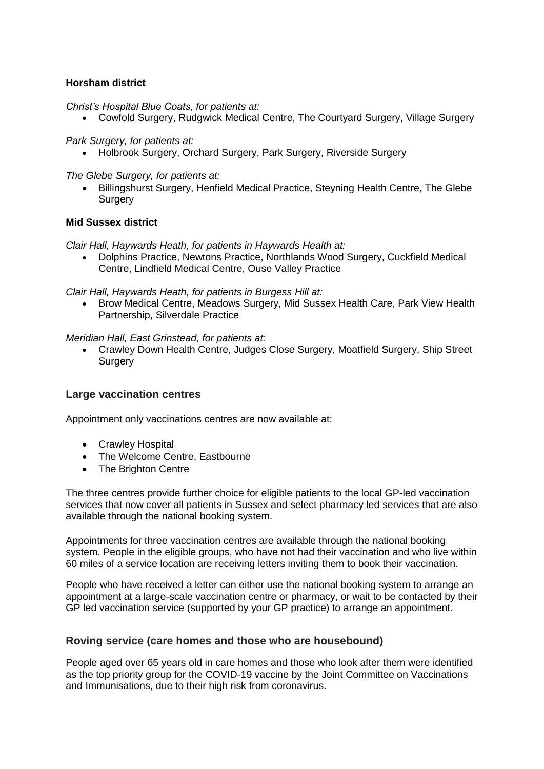**Horsham district**

*Christ's Hospital Blue Coats, for patients at:*

- Cowfold Surgery, Rudgwick Medical Centre, The Courtyard Surgery, Village Surgery

*Park Surgery, for patients at:*

- Holbrook Surgery, Orchard Surgery, Park Surgery, Riverside Surgery

*The Glebe Surgery, for patients at:*

- Billingshurst Surgery, Henfield Medical Practice, Steyning Health Centre, The Glebe Surgery

**Mid Sussex district**

*Clair Hall, Haywards Heath, for patients in Haywards Health at:*

- Dolphins Practice, Newtons Practice, Northlands Wood Surgery, Cuckfield Medical Centre, Lindfield Medical Centre, Ouse Valley Practice

*Clair Hall, Haywards Heath, for patients in Burgess Hill at:*

- Brow Medical Centre, Meadows Surgery, Mid Sussex Health Care, Park View Health Partnership, Silverdale Practice

*Meridian Hall, East Grinstead, for patients at:*

- Crawley Down Health Centre, Judges Close Surgery, Moatfield Surgery, Ship Street Surgery

## Large vaccination centres

Appointment only vaccinations centres are now available at:

- Crawley Hospital
- The Welcome Centre, Eastbourne
- The Brighton Centre

The three centres provide further choice for eligible patients to the local GP-led vaccination services that now cover all patients in Sussex and select pharmacy led services that are also available through the national booking system.

Appointments for three vaccination centres are available through the national booking system. People in the eligible groups, who have not had their vaccination and who live within 60 miles of a service location are receiving letters inviting them to book their vaccination.

People who have received a letter can either use the national booking system to arrange an appointment at a large-scale vaccination centre or pharmacy, or wait to be contacted by their GP led vaccination service (supported by your GP practice) to arrange an appointment.

## Roving service (care homes and those who are housebound)

People aged over 65 years old in care homes and those who look after them were identified as the top priority group for the COVID-19 vaccine by the Joint Committee on Vaccinations and Immunisations, due to their high risk from coronavirus.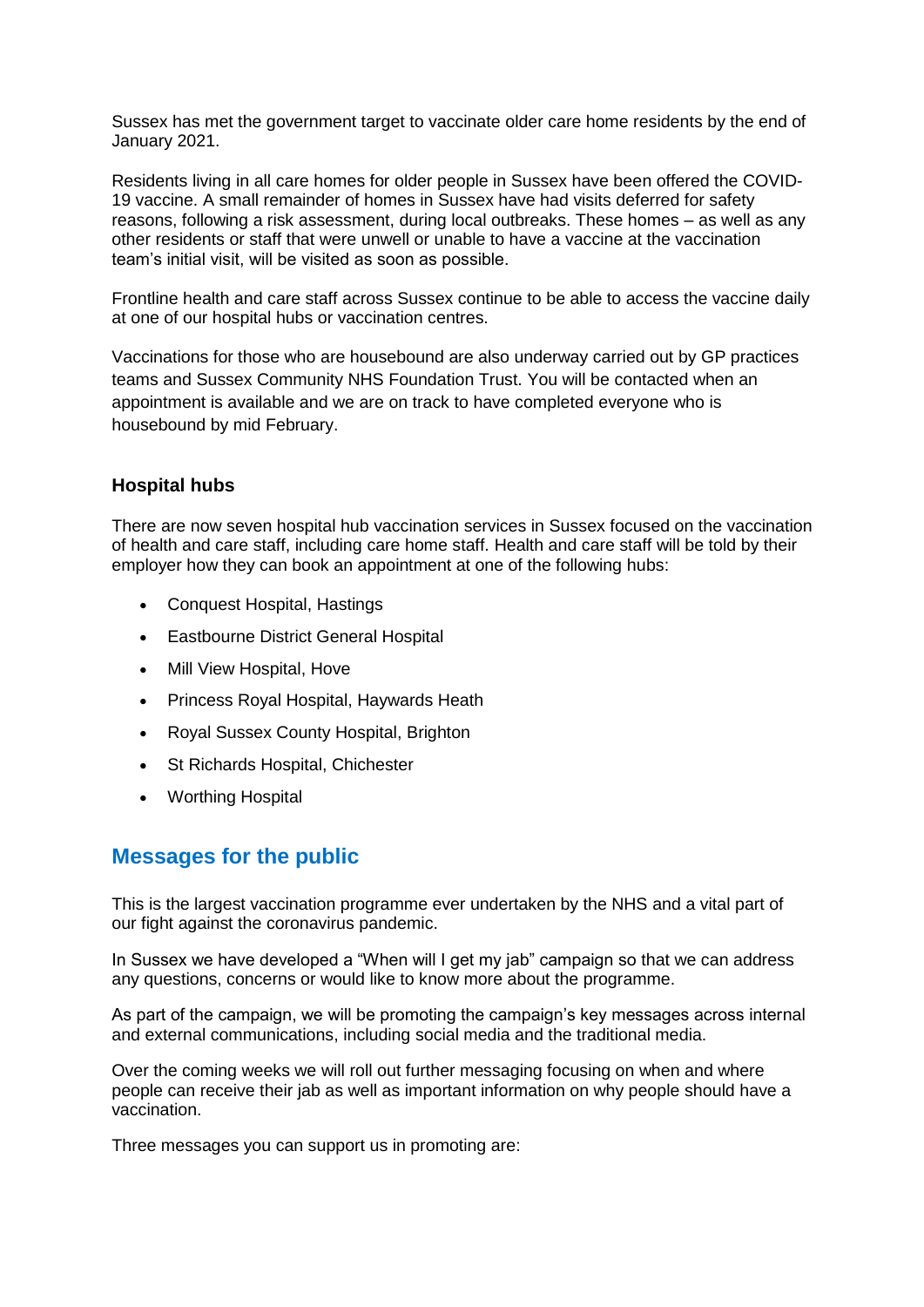Sussex has met the government target to vaccinate older care home residents by the end of January 2021.

Residents living in all care homes for older people in Sussex have been offered the COVID-19 vaccine. A small remainder of homes in Sussex have had visits deferred for safety reasons, following a risk assessment, during local outbreaks. These homes – as well as any other residents or staff that were unwell or unable to have a vaccine at the vaccination team's initial visit, will be visited as soon as possible.

Frontline health and care staff across Sussex continue to be able to access the vaccine daily at one of our hospital hubs or vaccination centres.

Vaccinations for those who are housebound are also underway carried out by GP practices teams and Sussex Community NHS Foundation Trust. You will be contacted when an appointment is available and we are on track to have completed everyone who is housebound by mid February.

### Hospital hubs

There are now seven hospital hub vaccination services in Sussex focused on the vaccination of health and care staff, including care home staff. Health and care staff will be told by their employer how they can book an appointment at one of the following hubs:

- Conquest Hospital, Hastings
- Eastbourne District General Hospital
- Mill View Hospital, Hove
- Princess Royal Hospital, Haywards Heath
- Royal Sussex County Hospital, Brighton
- St Richards Hospital, Chichester
- Worthing Hospital

## Messages for the public

This is the largest vaccination programme ever undertaken by the NHS and a vital part of our fight against the coronavirus pandemic.

In Sussex we have developed a "When will I get my jab" campaign so that we can address any questions, concerns or would like to know more about the programme.

As part of the campaign, we will be promoting the campaign's key messages across internal and external communications, including social media and the traditional media.

Over the coming weeks we will roll out further messaging focusing on when and where people can receive their jab as well as important information on why people should have a vaccination.

Three messages you can support us in promoting are: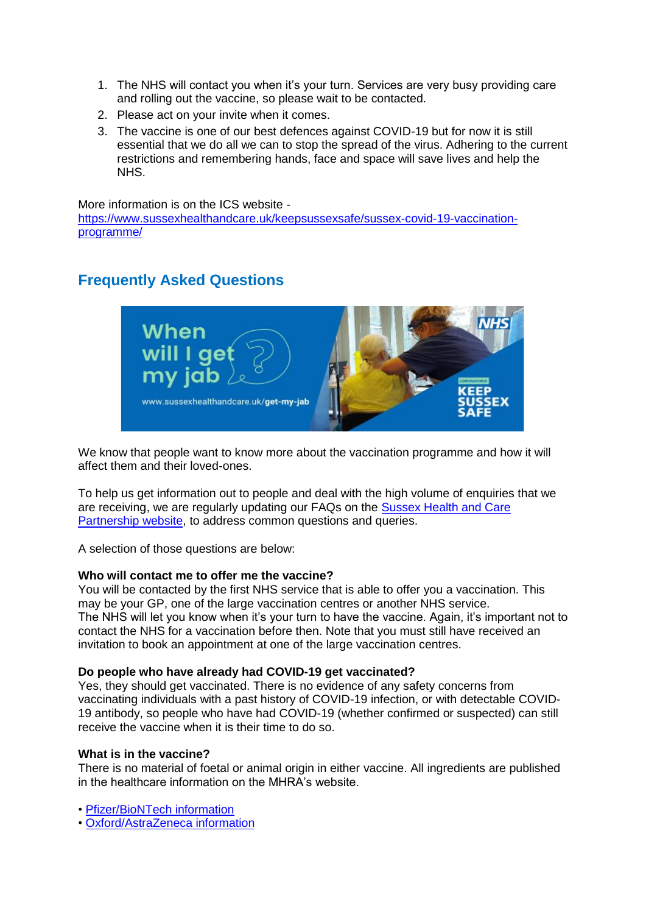1. The NHS will contact you when it's your turn. Services are very busy providing care and rolling out the vaccine, so please wait to be contacted.
2. Please act on your invite when it comes.
3. The vaccine is one of our best defences against COVID-19 but for now it is still essential that we do all we can to stop the spread of the virus. Adhering to the current restrictions and remembering hands, face and space will save lives and help the NHS.

More information is on the ICS website - https://www.sussexhealthandcare.uk/keepsussexsafe/sussex-covid-19-vaccination-programme/

## Frequently Asked Questions

We know that people want to know more about the vaccination programme and how it will affect them and their loved-ones.

To help us get information out to people and deal with the high volume of enquiries that we are receiving, we are regularly updating our FAQs on the Sussex Health and Care Partnership website, to address common questions and queries.

A selection of those questions are below:

**Who will contact me to offer me the vaccine?**
You will be contacted by the first NHS service that is able to offer you a vaccination. This may be your GP, one of the large vaccination centres or another NHS service.
The NHS will let you know when it's your turn to have the vaccine. Again, it's important not to contact the NHS for a vaccination before then. Note that you must still have received an invitation to book an appointment at one of the large vaccination centres.

**Do people who have already had COVID-19 get vaccinated?**
Yes, they should get vaccinated. There is no evidence of any safety concerns from vaccinating individuals with a past history of COVID-19 infection, or with detectable COVID-19 antibody, so people who have had COVID-19 (whether confirmed or suspected) can still receive the vaccine when it is their time to do so.

**What is in the vaccine?**
There is no material of foetal or animal origin in either vaccine. All ingredients are published in the healthcare information on the MHRA's website.

- Pfizer/BioNTech information
- Oxford/AstraZeneca information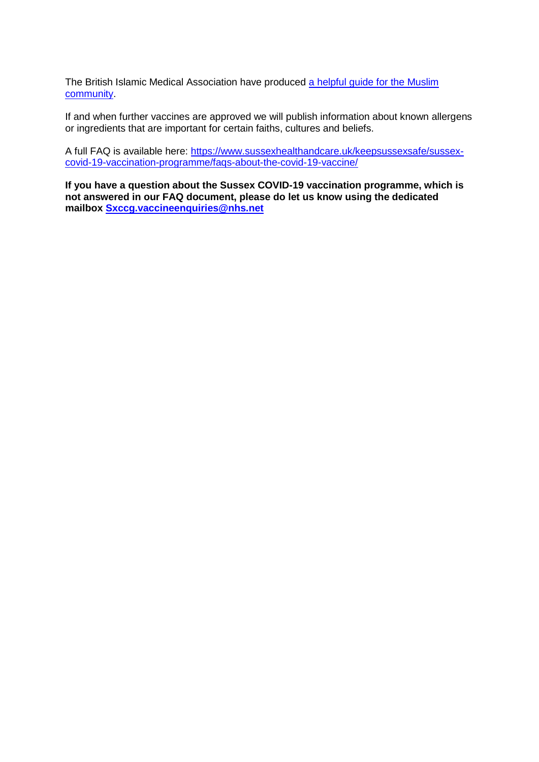The British Islamic Medical Association have produced [a helpful guide for the Muslim community](#).

If and when further vaccines are approved we will publish information about known allergens or ingredients that are important for certain faiths, cultures and beliefs.

A full FAQ is available here: [https://www.sussexhealthandcare.uk/keepsussexsafe/sussex-covid-19-vaccination-programme/faqs-about-the-covid-19-vaccine/](https://www.sussexhealthandcare.uk/keepsussexsafe/sussex-covid-19-vaccination-programme/faqs-about-the-covid-19-vaccine/)

**If you have a question about the Sussex COVID-19 vaccination programme, which is not answered in our FAQ document, please do let us know using the dedicated mailbox [Sxccg.vaccineenquiries@nhs.net](mailto:Sxccg.vaccineenquiries@nhs.net)**